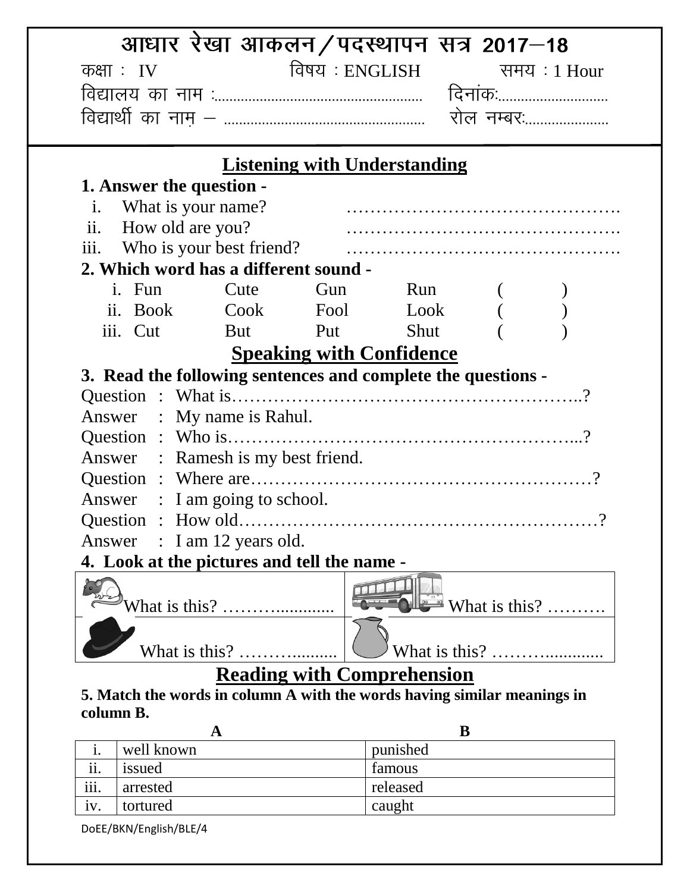# आधार रेखा आकलन/पदस्थापन सत्र 2017–18

कक्षा : IV　　　　　विषय : ENGLISH　　　　　समय : 1 Hour

विद्यालय का नाम :.......................................................　　दिनांकः.............................

विद्यार्थी का नाम – ....................................................　　रोल नम्बरः......................

## Listening with Understanding

**1. Answer the question -**

i. What is your name? ……………………………………….

ii. How old are you? ……………………………………….

iii. Who is your best friend? ……………………………………….

**2. Which word has a different sound -**

| | | | | | |
|---|---|---|---|---|---|
| i. | Fun | Cute | Gun | Run | ( ) |
| ii. | Book | Cook | Fool | Look | ( ) |
| iii. | Cut | But | Put | Shut | ( ) |

## Speaking with Confidence

**3. Read the following sentences and complete the questions -**

Question : What is…………………………………………………..?

Answer : My name is Rahul.

Question : Who is…………………………………………………...?

Answer : Ramesh is my best friend.

Question : Where are…………………………………………………?

Answer : I am going to school.

Question : How old……………………………………………………?

Answer : I am 12 years old.

**4. Look at the pictures and tell the name -**

| | |
|---|---|
| What is this? ……….............. | What is this? ………. |
| What is this? ………......... | What is this? ……….............. |

## Reading with Comprehension

**5. Match the words in column A with the words having similar meanings in column B.**

| | A | B |
|---|---|---|
| i. | well known | punished |
| ii. | issued | famous |
| iii. | arrested | released |
| iv. | tortured | caught |

DoEE/BKN/English/BLE/4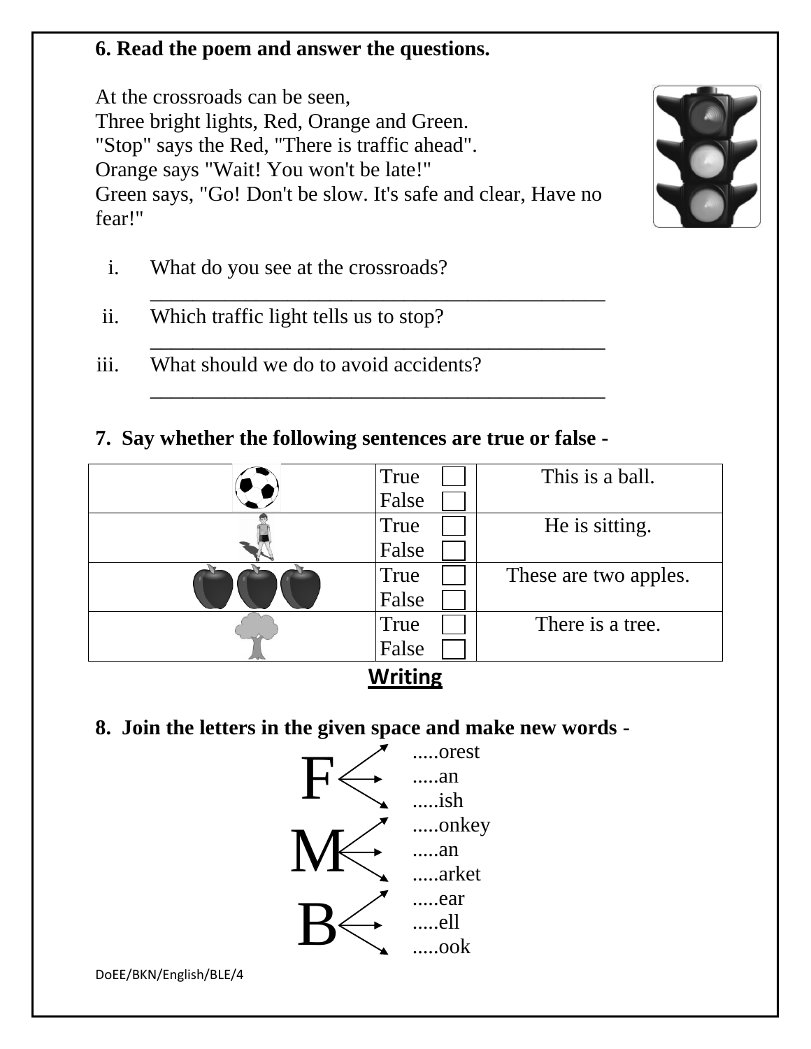**6. Read the poem and answer the questions.**

At the crossroads can be seen,
Three bright lights, Red, Orange and Green.
"Stop" says the Red, "There is traffic ahead".
Orange says "Wait! You won't be late!"
Green says, "Go! Don't be slow. It's safe and clear, Have no fear!"

i. What do you see at the crossroads?
_____________________________________________

ii. Which traffic light tells us to stop?
_____________________________________________

iii. What should we do to avoid accidents?
_____________________________________________

**7. Say whether the following sentences are true or false -**

| | | |
|---|---|---|
| | True ☐ False ☐ | This is a ball. |
| | True ☐ False ☐ | He is sitting. |
| | True ☐ False ☐ | These are two apples. |
| | True ☐ False ☐ | There is a tree. |

## Writing

**8. Join the letters in the given space and make new words -**

F → .....orest, .....an, .....ish

M → .....onkey, .....an, .....arket

B → .....ear, .....ell, .....ook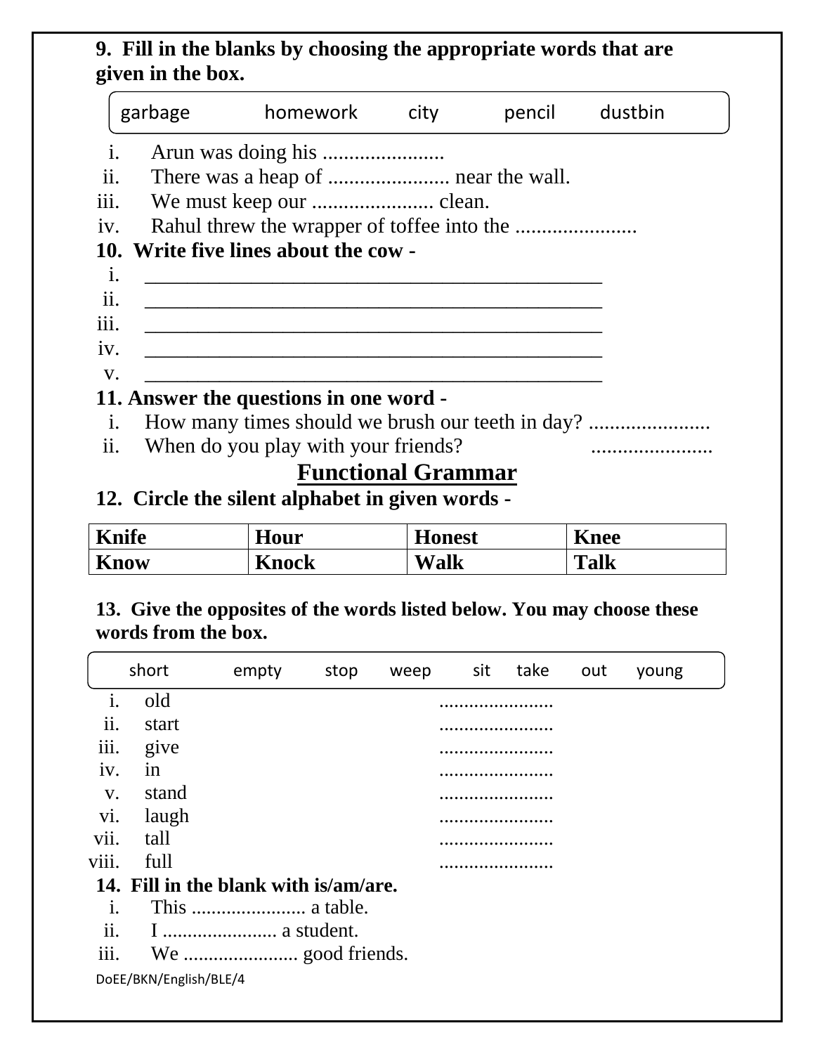**9. Fill in the blanks by choosing the appropriate words that are given in the box.**

garbage    homework    city    pencil    dustbin

i. Arun was doing his .......................
ii. There was a heap of ....................... near the wall.
iii. We must keep our ....................... clean.
iv. Rahul threw the wrapper of toffee into the .......................

**10. Write five lines about the cow -**

i. ____________________________________________
ii. ____________________________________________
iii. ____________________________________________
iv. ____________________________________________
v. ____________________________________________

**11. Answer the questions in one word -**

i. How many times should we brush our teeth in day? .......................
ii. When do you play with your friends? .......................

## Functional Grammar

**12. Circle the silent alphabet in given words -**

| | | | |
|---|---|---|---|
| **Knife** | **Hour** | **Honest** | **Knee** |
| **Know** | **Knock** | **Walk** | **Talk** |

**13. Give the opposites of the words listed below. You may choose these words from the box.**

short    empty    stop    weep    sit    take    out    young

i. old .......................
ii. start .......................
iii. give .......................
iv. in .......................
v. stand .......................
vi. laugh .......................
vii. tall .......................
viii. full .......................

**14. Fill in the blank with is/am/are.**

i. This ....................... a table.
ii. I ....................... a student.
iii. We ....................... good friends.

DoEE/BKN/English/BLE/4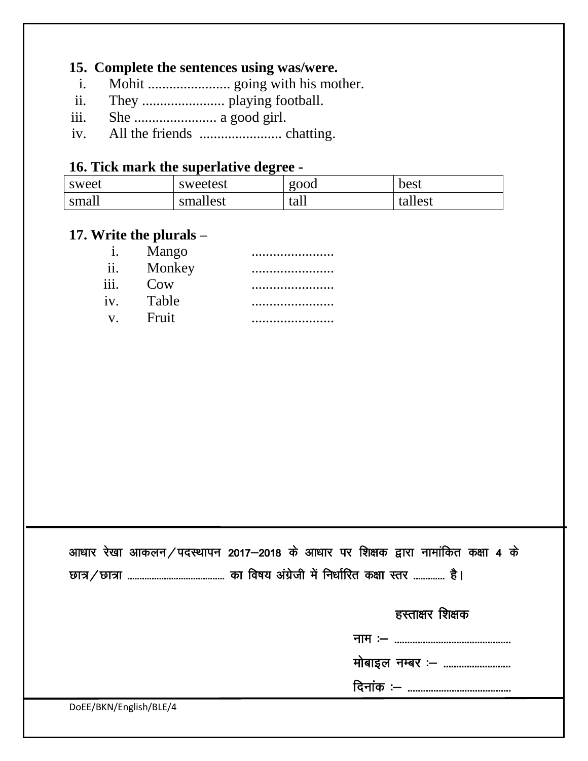**15. Complete the sentences using was/were.**

i. Mohit ....................... going with his mother.
ii. They ....................... playing football.
iii. She ....................... a good girl.
iv. All the friends ....................... chatting.

**16. Tick mark the superlative degree -**

| | | | |
|---|---|---|---|
| sweet | sweetest | good | best |
| small | smallest | tall | tallest |

**17. Write the plurals –**

i. Mango .......................
ii. Monkey .......................
iii. Cow .......................
iv. Table .......................
v. Fruit .......................

---

आधार रेखा आकलन/पदस्थापन 2017–2018 के आधार पर शिक्षक द्वारा नामांकित कक्षा 4 के छात्र/छात्रा ....................................... का विषय अंग्रेजी में निर्धारित कक्षा स्तर ............ है।

हस्ताक्षर शिक्षक

नाम :– ............................................

मोबाइल नम्बर :– ..........................

दिनांक :– ........................................

DoEE/BKN/English/BLE/4